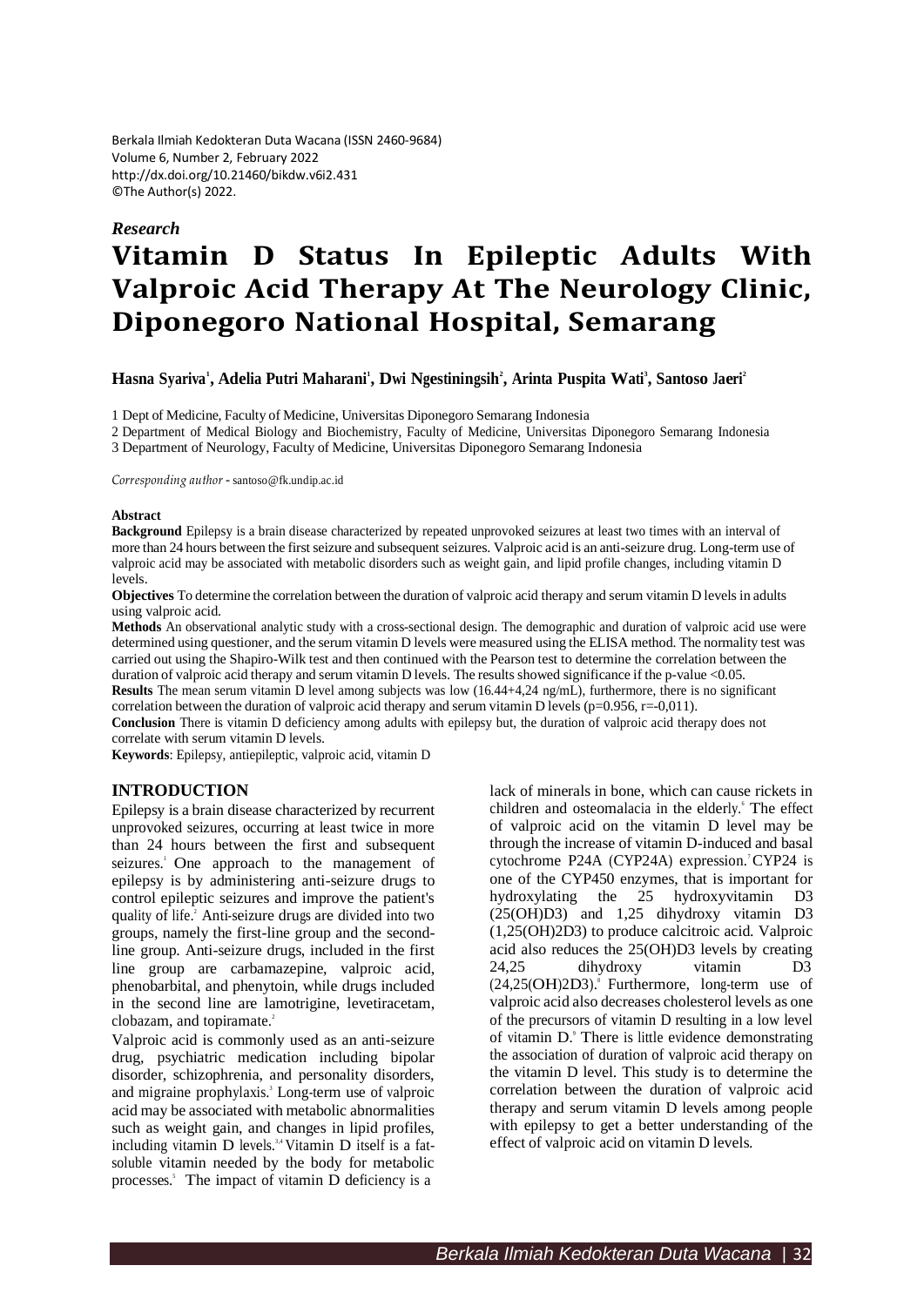Berkala Ilmiah Kedokteran Duta Wacana (ISSN 2460-9684)
Volume 6, Number 2, February 2022
http://dx.doi.org/10.21460/bikdw.v6i2.431
©The Author(s) 2022.

*Research*

# Vitamin D Status In Epileptic Adults With Valproic Acid Therapy At The Neurology Clinic, Diponegoro National Hospital, Semarang

**Hasna Syariva[1], Adelia Putri Maharani[1], Dwi Ngestiningsih[2], Arinta Puspita Wati[3], Santoso Jaeri[2]**

1 Dept of Medicine, Faculty of Medicine, Universitas Diponegoro Semarang Indonesia
2 Department of Medical Biology and Biochemistry, Faculty of Medicine, Universitas Diponegoro Semarang Indonesia
3 Department of Neurology, Faculty of Medicine, Universitas Diponegoro Semarang Indonesia

*Corresponding author* - santoso@fk.undip.ac.id

**Abstract**

**Background** Epilepsy is a brain disease characterized by repeated unprovoked seizures at least two times with an interval of more than 24 hours between the first seizure and subsequent seizures. Valproic acid is an anti-seizure drug. Long-term use of valproic acid may be associated with metabolic disorders such as weight gain, and lipid profile changes, including vitamin D levels.

**Objectives** To determine the correlation between the duration of valproic acid therapy and serum vitamin D levels in adults using valproic acid.

**Methods** An observational analytic study with a cross-sectional design. The demographic and duration of valproic acid use were determined using questioner, and the serum vitamin D levels were measured using the ELISA method. The normality test was carried out using the Shapiro-Wilk test and then continued with the Pearson test to determine the correlation between the duration of valproic acid therapy and serum vitamin D levels. The results showed significance if the p-value <0.05.

**Results** The mean serum vitamin D level among subjects was low (16.44+4,24 ng/mL), furthermore, there is no significant correlation between the duration of valproic acid therapy and serum vitamin D levels (p=0.956, r=-0,011).

**Conclusion** There is vitamin D deficiency among adults with epilepsy but, the duration of valproic acid therapy does not correlate with serum vitamin D levels.

**Keywords**: Epilepsy, antiepileptic, valproic acid, vitamin D

## INTRODUCTION

Epilepsy is a brain disease characterized by recurrent unprovoked seizures, occurring at least twice in more than 24 hours between the first and subsequent seizures.[1] One approach to the management of epilepsy is by administering anti-seizure drugs to control epileptic seizures and improve the patient's quality of life.[2] Anti-seizure drugs are divided into two groups, namely the first-line group and the second-line group. Anti-seizure drugs, included in the first line group are carbamazepine, valproic acid, phenobarbital, and phenytoin, while drugs included in the second line are lamotrigine, levetiracetam, clobazam, and topiramate.[2]

Valproic acid is commonly used as an anti-seizure drug, psychiatric medication including bipolar disorder, schizophrenia, and personality disorders, and migraine prophylaxis.[3] Long-term use of valproic acid may be associated with metabolic abnormalities such as weight gain, and changes in lipid profiles, including vitamin D levels.[3,4] Vitamin D itself is a fat-soluble vitamin needed by the body for metabolic processes.[5] The impact of vitamin D deficiency is a lack of minerals in bone, which can cause rickets in children and osteomalacia in the elderly.[6] The effect of valproic acid on the vitamin D level may be through the increase of vitamin D-induced and basal cytochrome P24A (CYP24A) expression.[7] CYP24 is one of the CYP450 enzymes, that is important for hydroxylating the 25 hydroxyvitamin D3 (25(OH)D3) and 1,25 dihydroxy vitamin D3 (1,25(OH)2D3) to produce calcitroic acid. Valproic acid also reduces the 25(OH)D3 levels by creating 24,25 dihydroxy vitamin D3 (24,25(OH)2D3).[8] Furthermore, long-term use of valproic acid also decreases cholesterol levels as one of the precursors of vitamin D resulting in a low level of vitamin D.[9] There is little evidence demonstrating the association of duration of valproic acid therapy on the vitamin D level. This study is to determine the correlation between the duration of valproic acid therapy and serum vitamin D levels among people with epilepsy to get a better understanding of the effect of valproic acid on vitamin D levels.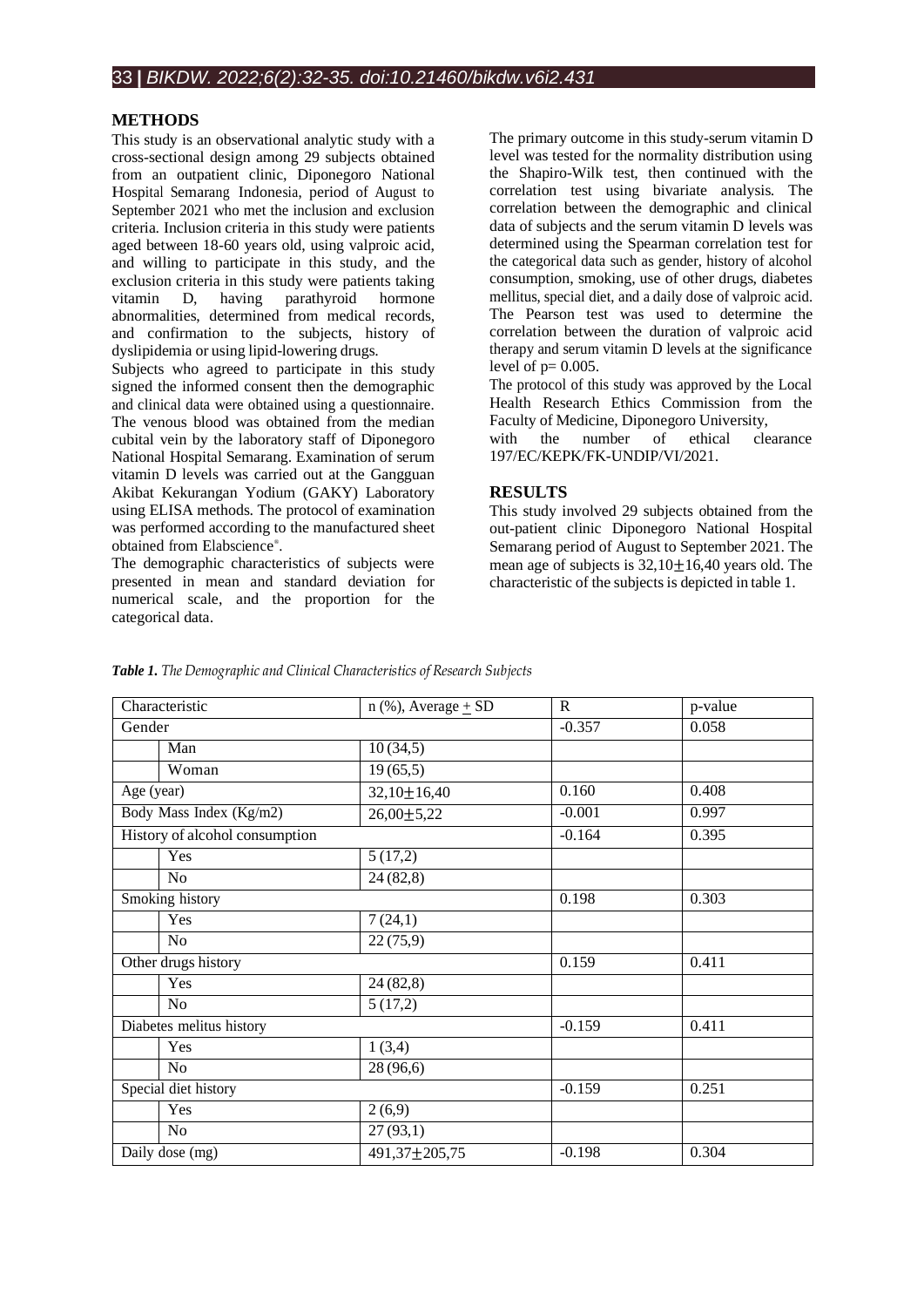## METHODS

This study is an observational analytic study with a cross-sectional design among 29 subjects obtained from an outpatient clinic, Diponegoro National Hospital Semarang Indonesia, period of August to September 2021 who met the inclusion and exclusion criteria. Inclusion criteria in this study were patients aged between 18-60 years old, using valproic acid, and willing to participate in this study, and the exclusion criteria in this study were patients taking vitamin D, having parathyroid hormone abnormalities, determined from medical records, and confirmation to the subjects, history of dyslipidemia or using lipid-lowering drugs.

Subjects who agreed to participate in this study signed the informed consent then the demographic and clinical data were obtained using a questionnaire. The venous blood was obtained from the median cubital vein by the laboratory staff of Diponegoro National Hospital Semarang. Examination of serum vitamin D levels was carried out at the Gangguan Akibat Kekurangan Yodium (GAKY) Laboratory using ELISA methods. The protocol of examination was performed according to the manufactured sheet obtained from Elabscience®.

The demographic characteristics of subjects were presented in mean and standard deviation for numerical scale, and the proportion for the categorical data.

The primary outcome in this study-serum vitamin D level was tested for the normality distribution using the Shapiro-Wilk test, then continued with the correlation test using bivariate analysis. The correlation between the demographic and clinical data of subjects and the serum vitamin D levels was determined using the Spearman correlation test for the categorical data such as gender, history of alcohol consumption, smoking, use of other drugs, diabetes mellitus, special diet, and a daily dose of valproic acid. The Pearson test was used to determine the correlation between the duration of valproic acid therapy and serum vitamin D levels at the significance level of $p = 0.005$.

The protocol of this study was approved by the Local Health Research Ethics Commission from the Faculty of Medicine, Diponegoro University, with the number of ethical clearance 197/EC/KEPK/FK-UNDIP/VI/2021.

## RESULTS

This study involved 29 subjects obtained from the out-patient clinic Diponegoro National Hospital Semarang period of August to September 2021. The mean age of subjects is 32,10±16,40 years old. The characteristic of the subjects is depicted in table 1.

***Table 1.*** *The Demographic and Clinical Characteristics of Research Subjects*

| Characteristic | | n (%), Average ± SD | R | p-value |
|---|---|---|---|---|
| Gender | | | -0.357 | 0.058 |
| | Man | 10 (34,5) | | |
| | Woman | 19 (65,5) | | |
| Age (year) | | 32,10±16,40 | 0.160 | 0.408 |
| Body Mass Index (Kg/m2) | | 26,00±5,22 | -0.001 | 0.997 |
| History of alcohol consumption | | | -0.164 | 0.395 |
| | Yes | 5 (17,2) | | |
| | No | 24 (82,8) | | |
| Smoking history | | | 0.198 | 0.303 |
| | Yes | 7 (24,1) | | |
| | No | 22 (75,9) | | |
| Other drugs history | | | 0.159 | 0.411 |
| | Yes | 24 (82,8) | | |
| | No | 5 (17,2) | | |
| Diabetes melitus history | | | -0.159 | 0.411 |
| | Yes | 1 (3,4) | | |
| | No | 28 (96,6) | | |
| Special diet history | | | -0.159 | 0.251 |
| | Yes | 2 (6,9) | | |
| | No | 27 (93,1) | | |
| Daily dose (mg) | | 491,37±205,75 | -0.198 | 0.304 |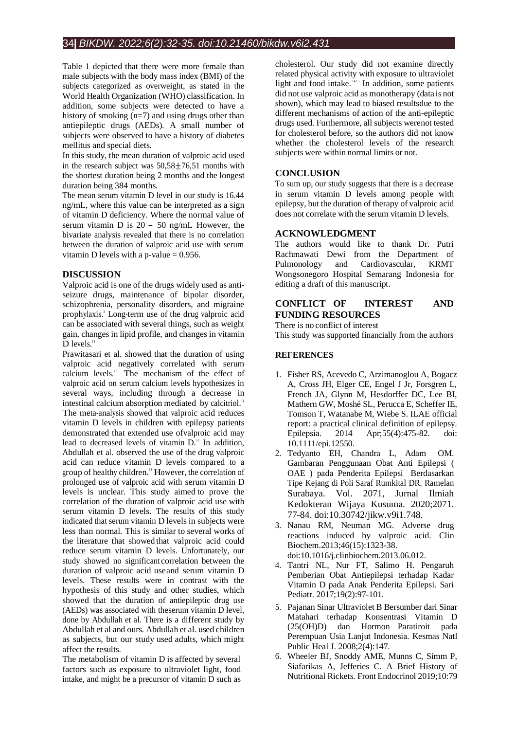Table 1 depicted that there were more female than male subjects with the body mass index (BMI) of the subjects categorized as overweight, as stated in the World Health Organization (WHO) classification. In addition, some subjects were detected to have a history of smoking (n=7) and using drugs other than antiepileptic drugs (AEDs). A small number of subjects were observed to have a history of diabetes mellitus and special diets.

In this study, the mean duration of valproic acid used in the research subject was 50,58$\pm$76,51 months with the shortest duration being 2 months and the longest duration being 384 months.

The mean serum vitamin D level in our study is 16.44 ng/mL, where this value can be interpreted as a sign of vitamin D deficiency. Where the normal value of serum vitamin D is 20 – 50 ng/mL However, the bivariate analysis revealed that there is no correlation between the duration of valproic acid use with serum vitamin D levels with a p-value = 0.956.

## DISCUSSION

Valproic acid is one of the drugs widely used as anti-seizure drugs, maintenance of bipolar disorder, schizophrenia, personality disorders, and migraine prophylaxis.[3] Long-term use of the drug valproic acid can be associated with several things, such as weight gain, changes in lipid profile, and changes in vitamin D levels.[14]

Prawitasari et al. showed that the duration of using valproic acid negatively correlated with serum calcium levels.[10] The mechanism of the effect of valproic acid on serum calcium levels hypothesizes in several ways, including through a decrease in intestinal calcium absorption mediated by calcitriol.[11] The meta-analysis showed that valproic acid reduces vitamin D levels in children with epilepsy patients demonstrated that extended use ofvalproic acid may lead to decreased levels of vitamin D.[12] In addition, Abdullah et al. observed the use of the drug valproic acid can reduce vitamin D levels compared to a group of healthy children.[13] However, the correlation of prolonged use of valproic acid with serum vitamin D levels is unclear. This study aimed to prove the correlation of the duration of valproic acid use with serum vitamin D levels. The results of this study indicated that serum vitamin D levels in subjects were less than normal. This is similar to several works of the literature that showed that valproic acid could reduce serum vitamin D levels. Unfortunately, our study showed no significant correlation between the duration of valproic acid use and serum vitamin D levels. These results were in contrast with the hypothesis of this study and other studies, which showed that the duration of antiepileptic drug use (AEDs) was associated with theserum vitamin D level, done by Abdullah et al. There is a different study by Abdullah et al and ours. Abdullah et al. used children as subjects, but our study used adults, which might affect the results.

The metabolism of vitamin D is affected by several factors such as exposure to ultraviolet light, food intake, and might be a precursor of vitamin D such as cholesterol. Our study did not examine directly related physical activity with exposure to ultraviolet light and food intake.[14,15] In addition, some patients did not use valproic acid as monotherapy (data is not shown), which may lead to biased resultsdue to the different mechanisms of action of the anti-epileptic drugs used. Furthermore, all subjects werenot tested for cholesterol before, so the authors did not know whether the cholesterol levels of the research subjects were within normal limits or not.

## CONCLUSION

To sum up, our study suggests that there is a decrease in serum vitamin D levels among people with epilepsy, but the duration of therapy of valproic acid does not correlate with the serum vitamin D levels.

## ACKNOWLEDGMENT

The authors would like to thank Dr. Putri Rachmawati Dewi from the Department of Pulmonology and Cardiovascular, KRMT Wongsonegoro Hospital Semarang Indonesia for editing a draft of this manuscript.

## CONFLICT OF INTEREST AND FUNDING RESOURCES

There is no conflict of interest

This study was supported financially from the authors

## REFERENCES

1. Fisher RS, Acevedo C, Arzimanoglou A, Bogacz A, Cross JH, Elger CE, Engel J Jr, Forsgren L, French JA, Glynn M, Hesdorffer DC, Lee BI, Mathern GW, Moshé SL, Perucca E, Scheffer IE, Tomson T, Watanabe M, Wiebe S. ILAE official report: a practical clinical definition of epilepsy. Epilepsia. 2014 Apr;55(4):475-82. doi: 10.1111/epi.12550.
2. Tedyanto EH, Chandra L, Adam OM. Gambaran Penggunaan Obat Anti Epilepsi ( OAE ) pada Penderita Epilepsi Berdasarkan Tipe Kejang di Poli Saraf Rumkital DR. Ramelan Surabaya. Vol. 2071, Jurnal Ilmiah Kedokteran Wijaya Kusuma. 2020;2071. 77-84. doi:10.30742/jikw.v9i1.748.
3. Nanau RM, Neuman MG. Adverse drug reactions induced by valproic acid. Clin Biochem.2013;46(15):1323-38. doi:10.1016/j.clinbiochem.2013.06.012.
4. Tantri NL, Nur FT, Salimo H. Pengaruh Pemberian Obat Antiepilepsi terhadap Kadar Vitamin D pada Anak Penderita Epilepsi. Sari Pediatr. 2017;19(2):97-101.
5. Pajanan Sinar Ultraviolet B Bersumber dari Sinar Matahari terhadap Konsentrasi Vitamin D (25(OH)D) dan Hormon Paratiroit pada Perempuan Usia Lanjut Indonesia. Kesmas Natl Public Heal J. 2008;2(4):147.
6. Wheeler BJ, Snoddy AME, Munns C, Simm P, Siafarikas A, Jefferies C. A Brief History of Nutritional Rickets. Front Endocrinol 2019;10:79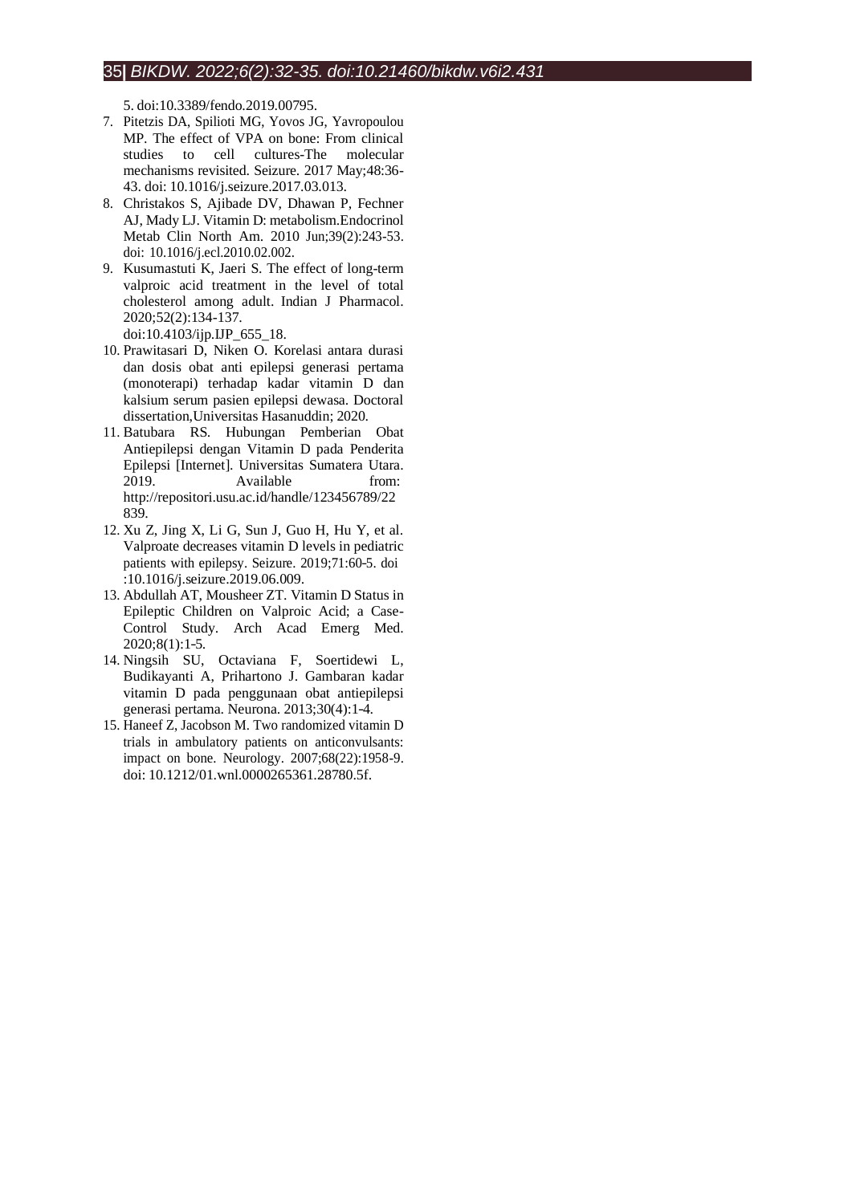5. doi:10.3389/fendo.2019.00795.

7. Pitetzis DA, Spilioti MG, Yovos JG, Yavropoulou MP. The effect of VPA on bone: From clinical studies to cell cultures-The molecular mechanisms revisited. Seizure. 2017 May;48:36-43. doi: 10.1016/j.seizure.2017.03.013.
8. Christakos S, Ajibade DV, Dhawan P, Fechner AJ, Mady LJ. Vitamin D: metabolism.Endocrinol Metab Clin North Am. 2010 Jun;39(2):243-53. doi: 10.1016/j.ecl.2010.02.002.
9. Kusumastuti K, Jaeri S. The effect of long-term valproic acid treatment in the level of total cholesterol among adult. Indian J Pharmacol. 2020;52(2):134-137. doi:10.4103/ijp.IJP_655_18.
10. Prawitasari D, Niken O. Korelasi antara durasi dan dosis obat anti epilepsi generasi pertama (monoterapi) terhadap kadar vitamin D dan kalsium serum pasien epilepsi dewasa. Doctoral dissertation,Universitas Hasanuddin; 2020.
11. Batubara RS. Hubungan Pemberian Obat Antiepilepsi dengan Vitamin D pada Penderita Epilepsi [Internet]. Universitas Sumatera Utara. 2019. Available from: http://repositori.usu.ac.id/handle/123456789/22839.
12. Xu Z, Jing X, Li G, Sun J, Guo H, Hu Y, et al. Valproate decreases vitamin D levels in pediatric patients with epilepsy. Seizure. 2019;71:60-5. doi :10.1016/j.seizure.2019.06.009.
13. Abdullah AT, Mousheer ZT. Vitamin D Status in Epileptic Children on Valproic Acid; a Case-Control Study. Arch Acad Emerg Med. 2020;8(1):1-5.
14. Ningsih SU, Octaviana F, Soertidewi L, Budikayanti A, Prihartono J. Gambaran kadar vitamin D pada penggunaan obat antiepilepsi generasi pertama. Neurona. 2013;30(4):1-4.
15. Haneef Z, Jacobson M. Two randomized vitamin D trials in ambulatory patients on anticonvulsants: impact on bone. Neurology. 2007;68(22):1958-9. doi: 10.1212/01.wnl.0000265361.28780.5f.